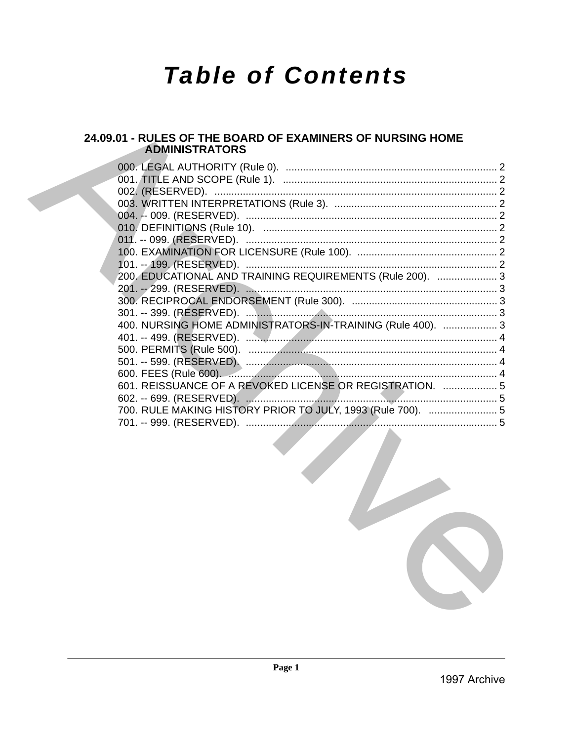# Table of Contents

## 24.09.01 - RULES OF THE BOARD OF EXAMINERS OF NURSING HOME ADMINISTRATORS

000. LEGAL AUTHORITY (Rule 0). .......... 2
001. TITLE AND SCOPE (Rule 1). .......... 2
002. (RESERVED). .......... 2
003. WRITTEN INTERPRETATIONS (Rule 3). .......... 2
004. -- 009. (RESERVED). .......... 2
010. DEFINITIONS (Rule 10). .......... 2
011. -- 099. (RESERVED). .......... 2
100. EXAMINATION FOR LICENSURE (Rule 100). .......... 2
101. -- 199. (RESERVED). .......... 2
200. EDUCATIONAL AND TRAINING REQUIREMENTS (Rule 200). .......... 3
201. -- 299. (RESERVED). .......... 3
300. RECIPROCAL ENDORSEMENT (Rule 300). .......... 3
301. -- 399. (RESERVED). .......... 3
400. NURSING HOME ADMINISTRATORS-IN-TRAINING (Rule 400). .......... 3
401. -- 499. (RESERVED). .......... 4
500. PERMITS (Rule 500). .......... 4
501. -- 599. (RESERVED). .......... 4
600. FEES (Rule 600). .......... 4
601. REISSUANCE OF A REVOKED LICENSE OR REGISTRATION. .......... 5
602. -- 699. (RESERVED). .......... 5
700. RULE MAKING HISTORY PRIOR TO JULY, 1993 (Rule 700). .......... 5
701. -- 999. (RESERVED). .......... 5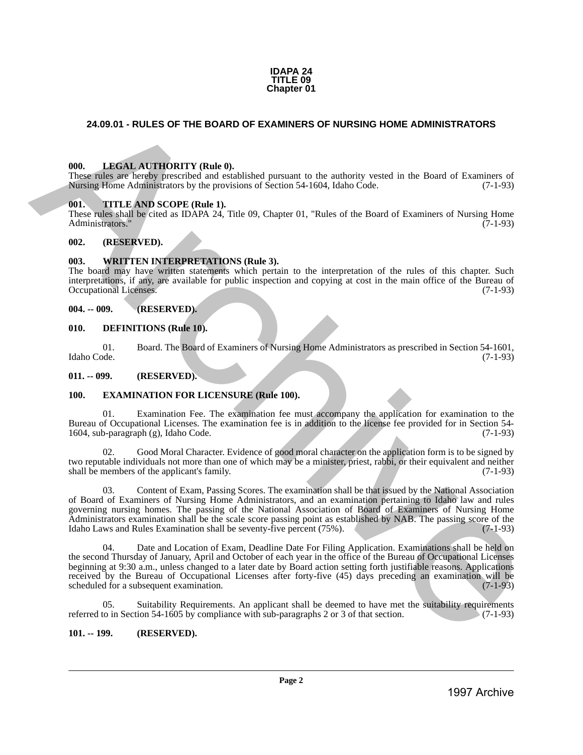**IDAPA 24**
**TITLE 09**
**Chapter 01**

## 24.09.01 - RULES OF THE BOARD OF EXAMINERS OF NURSING HOME ADMINISTRATORS

### 000. LEGAL AUTHORITY (Rule 0).

These rules are hereby prescribed and established pursuant to the authority vested in the Board of Examiners of Nursing Home Administrators by the provisions of Section 54-1604, Idaho Code. (7-1-93)

### 001. TITLE AND SCOPE (Rule 1).

These rules shall be cited as IDAPA 24, Title 09, Chapter 01, "Rules of the Board of Examiners of Nursing Home Administrators." (7-1-93)

### 002. (RESERVED).

### 003. WRITTEN INTERPRETATIONS (Rule 3).

The board may have written statements which pertain to the interpretation of the rules of this chapter. Such interpretations, if any, are available for public inspection and copying at cost in the main office of the Bureau of Occupational Licenses. (7-1-93)

### 004. -- 009. (RESERVED).

### 010. DEFINITIONS (Rule 10).

01. Board. The Board of Examiners of Nursing Home Administrators as prescribed in Section 54-1601, Idaho Code. (7-1-93)

### 011. -- 099. (RESERVED).

### 100. EXAMINATION FOR LICENSURE (Rule 100).

01. Examination Fee. The examination fee must accompany the application for examination to the Bureau of Occupational Licenses. The examination fee is in addition to the license fee provided for in Section 54-1604, sub-paragraph (g), Idaho Code. (7-1-93)

02. Good Moral Character. Evidence of good moral character on the application form is to be signed by two reputable individuals not more than one of which may be a minister, priest, rabbi, or their equivalent and neither shall be members of the applicant's family. (7-1-93)

03. Content of Exam, Passing Scores. The examination shall be that issued by the National Association of Board of Examiners of Nursing Home Administrators, and an examination pertaining to Idaho law and rules governing nursing homes. The passing of the National Association of Board of Examiners of Nursing Home Administrators examination shall be the scale score passing point as established by NAB. The passing score of the Idaho Laws and Rules Examination shall be seventy-five percent (75%). (7-1-93)

04. Date and Location of Exam, Deadline Date For Filing Application. Examinations shall be held on the second Thursday of January, April and October of each year in the office of the Bureau of Occupational Licenses beginning at 9:30 a.m., unless changed to a later date by Board action setting forth justifiable reasons. Applications received by the Bureau of Occupational Licenses after forty-five (45) days preceding an examination will be scheduled for a subsequent examination. (7-1-93)

05. Suitability Requirements. An applicant shall be deemed to have met the suitability requirements referred to in Section 54-1605 by compliance with sub-paragraphs 2 or 3 of that section. (7-1-93)

### 101. -- 199. (RESERVED).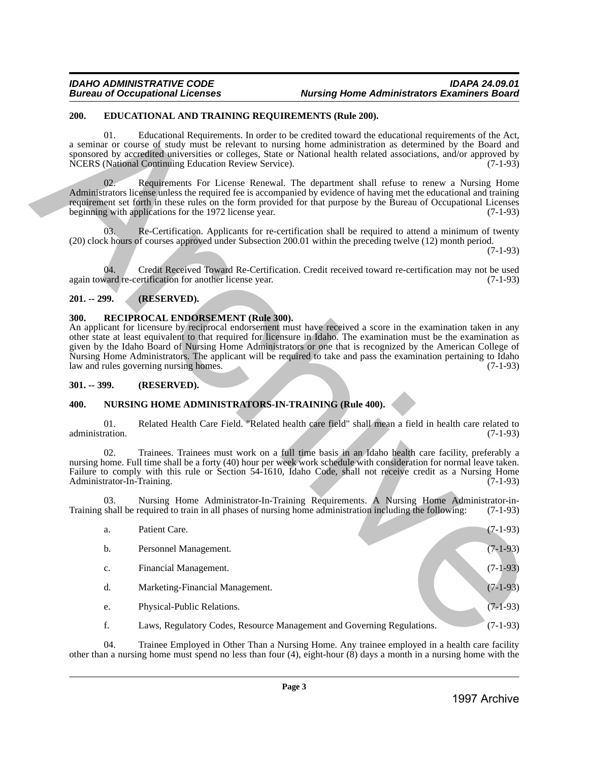### 200. EDUCATIONAL AND TRAINING REQUIREMENTS (Rule 200).

01. Educational Requirements. In order to be credited toward the educational requirements of the Act, a seminar or course of study must be relevant to nursing home administration as determined by the Board and sponsored by accredited universities or colleges, State or National health related associations, and/or approved by NCERS (National Continuing Education Review Service). (7-1-93)

02. Requirements For License Renewal. The department shall refuse to renew a Nursing Home Administrators license unless the required fee is accompanied by evidence of having met the educational and training requirement set forth in these rules on the form provided for that purpose by the Bureau of Occupational Licenses beginning with applications for the 1972 license year. (7-1-93)

03. Re-Certification. Applicants for re-certification shall be required to attend a minimum of twenty (20) clock hours of courses approved under Subsection 200.01 within the preceding twelve (12) month period. (7-1-93)

04. Credit Received Toward Re-Certification. Credit received toward re-certification may not be used again toward re-certification for another license year. (7-1-93)

### 201. -- 299. (RESERVED).

### 300. RECIPROCAL ENDORSEMENT (Rule 300).

An applicant for licensure by reciprocal endorsement must have received a score in the examination taken in any other state at least equivalent to that required for licensure in Idaho. The examination must be the examination as given by the Idaho Board of Nursing Home Administrators or one that is recognized by the American College of Nursing Home Administrators. The applicant will be required to take and pass the examination pertaining to Idaho law and rules governing nursing homes. (7-1-93)

### 301. -- 399. (RESERVED).

### 400. NURSING HOME ADMINISTRATORS-IN-TRAINING (Rule 400).

01. Related Health Care Field. "Related health care field" shall mean a field in health care related to administration. (7-1-93)

02. Trainees. Trainees must work on a full time basis in an Idaho health care facility, preferably a nursing home. Full time shall be a forty (40) hour per week work schedule with consideration for normal leave taken. Failure to comply with this rule or Section 54-1610, Idaho Code, shall not receive credit as a Nursing Home Administrator-In-Training. (7-1-93)

03. Nursing Home Administrator-In-Training Requirements. A Nursing Home Administrator-in-Training shall be required to train in all phases of nursing home administration including the following: (7-1-93)

a. Patient Care. (7-1-93)

b. Personnel Management. (7-1-93)

c. Financial Management. (7-1-93)

d. Marketing-Financial Management. (7-1-93)

e. Physical-Public Relations. (7-1-93)

f. Laws, Regulatory Codes, Resource Management and Governing Regulations. (7-1-93)

04. Trainee Employed in Other Than a Nursing Home. Any trainee employed in a health care facility other than a nursing home must spend no less than four (4), eight-hour (8) days a month in a nursing home with the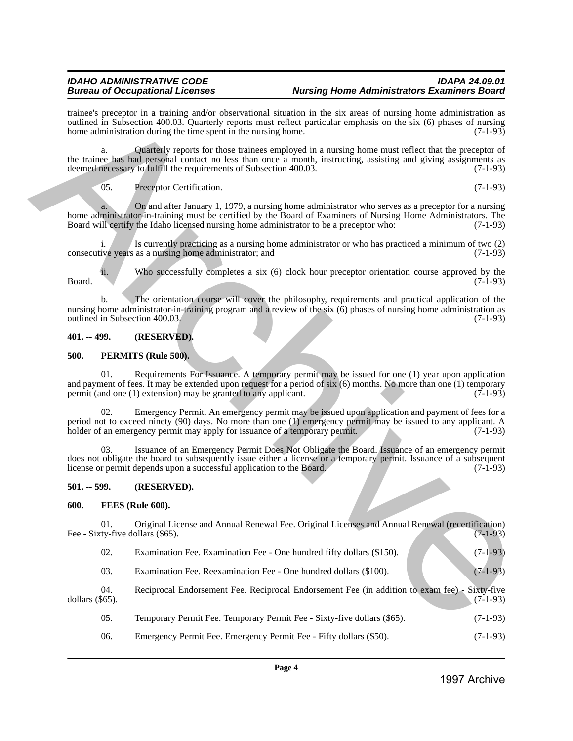trainee's preceptor in a training and/or observational situation in the six areas of nursing home administration as outlined in Subsection 400.03. Quarterly reports must reflect particular emphasis on the six (6) phases of nursing home administration during the time spent in the nursing home. (7-1-93)

a. Quarterly reports for those trainees employed in a nursing home must reflect that the preceptor of the trainee has had personal contact no less than once a month, instructing, assisting and giving assignments as deemed necessary to fulfill the requirements of Subsection 400.03. (7-1-93)

05. Preceptor Certification. (7-1-93)

a. On and after January 1, 1979, a nursing home administrator who serves as a preceptor for a nursing home administrator-in-training must be certified by the Board of Examiners of Nursing Home Administrators. The Board will certify the Idaho licensed nursing home administrator to be a preceptor who: (7-1-93)

i. Is currently practicing as a nursing home administrator or who has practiced a minimum of two (2) consecutive years as a nursing home administrator; and (7-1-93)

ii. Who successfully completes a six (6) clock hour preceptor orientation course approved by the Board. (7-1-93)

b. The orientation course will cover the philosophy, requirements and practical application of the nursing home administrator-in-training program and a review of the six (6) phases of nursing home administration as outlined in Subsection 400.03. (7-1-93)

**401. -- 499. (RESERVED).**

**500. PERMITS (Rule 500).**

01. Requirements For Issuance. A temporary permit may be issued for one (1) year upon application and payment of fees. It may be extended upon request for a period of six (6) months. No more than one (1) temporary permit (and one (1) extension) may be granted to any applicant. (7-1-93)

02. Emergency Permit. An emergency permit may be issued upon application and payment of fees for a period not to exceed ninety (90) days. No more than one (1) emergency permit may be issued to any applicant. A holder of an emergency permit may apply for issuance of a temporary permit. (7-1-93)

03. Issuance of an Emergency Permit Does Not Obligate the Board. Issuance of an emergency permit does not obligate the board to subsequently issue either a license or a temporary permit. Issuance of a subsequent license or permit depends upon a successful application to the Board. (7-1-93)

**501. -- 599. (RESERVED).**

**600. FEES (Rule 600).**

01. Original License and Annual Renewal Fee. Original Licenses and Annual Renewal (recertification) Fee - Sixty-five dollars ($65). (7-1-93)

02. Examination Fee. Examination Fee - One hundred fifty dollars ($150). (7-1-93)

03. Examination Fee. Reexamination Fee - One hundred dollars ($100). (7-1-93)

04. Reciprocal Endorsement Fee. Reciprocal Endorsement Fee (in addition to exam fee) - Sixty-five dollars ($65). (7-1-93)

05. Temporary Permit Fee. Temporary Permit Fee - Sixty-five dollars ($65). (7-1-93)

06. Emergency Permit Fee. Emergency Permit Fee - Fifty dollars ($50). (7-1-93)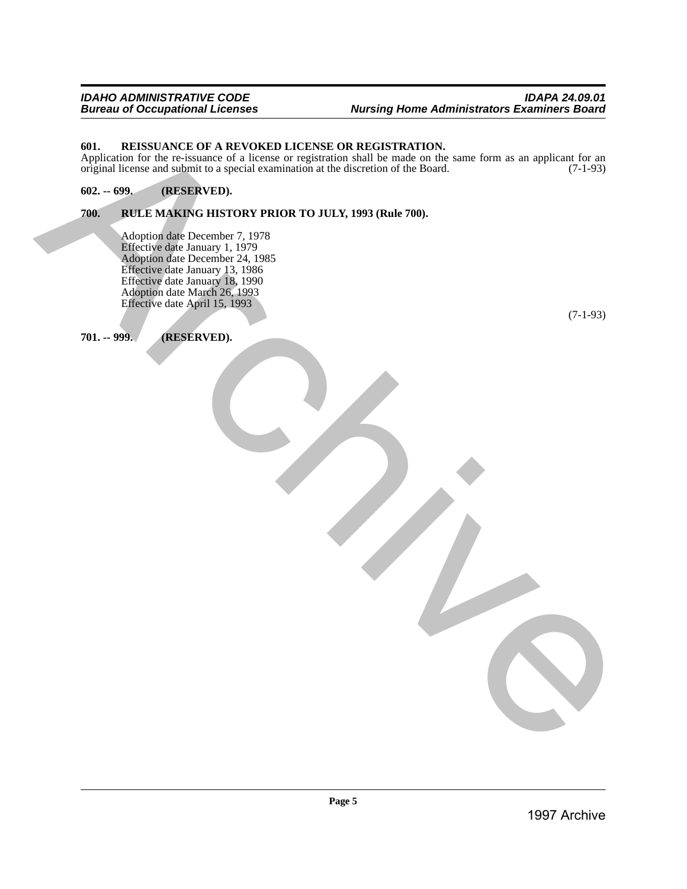**601. REISSUANCE OF A REVOKED LICENSE OR REGISTRATION.**

Application for the re-issuance of a license or registration shall be made on the same form as an applicant for an original license and submit to a special examination at the discretion of the Board. (7-1-93)

**602. -- 699. (RESERVED).**

**700. RULE MAKING HISTORY PRIOR TO JULY, 1993 (Rule 700).**

Adoption date December 7, 1978
Effective date January 1, 1979
Adoption date December 24, 1985
Effective date January 13, 1986
Effective date January 18, 1990
Adoption date March 26, 1993
Effective date April 15, 1993

(7-1-93)

**701. -- 999. (RESERVED).**